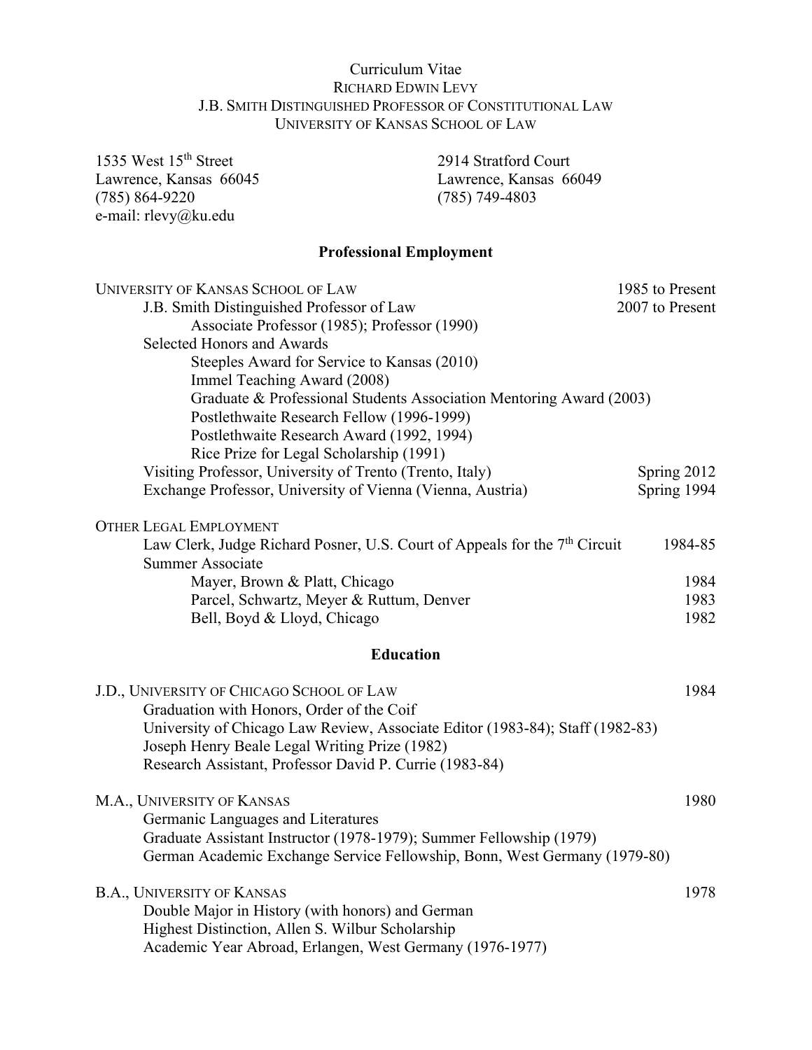# Curriculum Vitae

## RICHARD EDWIN LEVY

### J.B. SMITH DISTINGUISHED PROFESSOR OF CONSTITUTIONAL LAW

### UNIVERSITY OF KANSAS SCHOOL OF LAW

1535 West 15th Street
Lawrence, Kansas 66045
(785) 864-9220
e-mail: rlevy@ku.edu

2914 Stratford Court
Lawrence, Kansas 66049
(785) 749-4803

## Professional Employment

UNIVERSITY OF KANSAS SCHOOL OF LAW — 1985 to Present

- J.B. Smith Distinguished Professor of Law — 2007 to Present
  - Associate Professor (1985); Professor (1990)
- Selected Honors and Awards
  - Steeples Award for Service to Kansas (2010)
  - Immel Teaching Award (2008)
  - Graduate & Professional Students Association Mentoring Award (2003)
  - Postlethwaite Research Fellow (1996-1999)
  - Postlethwaite Research Award (1992, 1994)
  - Rice Prize for Legal Scholarship (1991)
- Visiting Professor, University of Trento (Trento, Italy) — Spring 2012
- Exchange Professor, University of Vienna (Vienna, Austria) — Spring 1994

OTHER LEGAL EMPLOYMENT

- Law Clerk, Judge Richard Posner, U.S. Court of Appeals for the 7th Circuit — 1984-85
- Summer Associate
  - Mayer, Brown & Platt, Chicago — 1984
  - Parcel, Schwartz, Meyer & Ruttum, Denver — 1983
  - Bell, Boyd & Lloyd, Chicago — 1982

## Education

J.D., UNIVERSITY OF CHICAGO SCHOOL OF LAW — 1984

- Graduation with Honors, Order of the Coif
- University of Chicago Law Review, Associate Editor (1983-84); Staff (1982-83)
- Joseph Henry Beale Legal Writing Prize (1982)
- Research Assistant, Professor David P. Currie (1983-84)

M.A., UNIVERSITY OF KANSAS — 1980

- Germanic Languages and Literatures
- Graduate Assistant Instructor (1978-1979); Summer Fellowship (1979)
- German Academic Exchange Service Fellowship, Bonn, West Germany (1979-80)

B.A., UNIVERSITY OF KANSAS — 1978

- Double Major in History (with honors) and German
- Highest Distinction, Allen S. Wilbur Scholarship
- Academic Year Abroad, Erlangen, West Germany (1976-1977)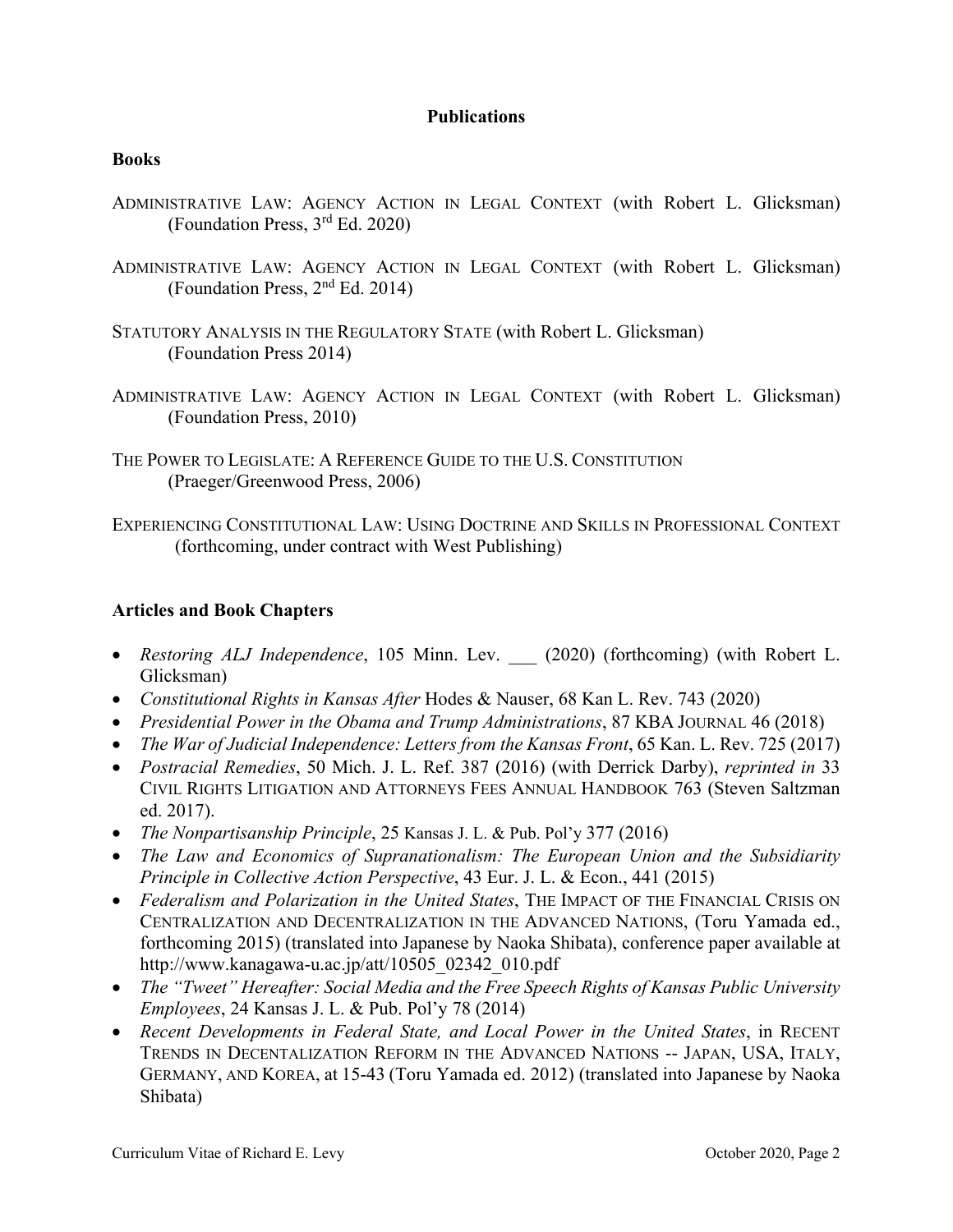## Publications

### Books

ADMINISTRATIVE LAW: AGENCY ACTION IN LEGAL CONTEXT (with Robert L. Glicksman) (Foundation Press, 3rd Ed. 2020)

ADMINISTRATIVE LAW: AGENCY ACTION IN LEGAL CONTEXT (with Robert L. Glicksman) (Foundation Press, 2nd Ed. 2014)

STATUTORY ANALYSIS IN THE REGULATORY STATE (with Robert L. Glicksman) (Foundation Press 2014)

ADMINISTRATIVE LAW: AGENCY ACTION IN LEGAL CONTEXT (with Robert L. Glicksman) (Foundation Press, 2010)

THE POWER TO LEGISLATE: A REFERENCE GUIDE TO THE U.S. CONSTITUTION (Praeger/Greenwood Press, 2006)

EXPERIENCING CONSTITUTIONAL LAW: USING DOCTRINE AND SKILLS IN PROFESSIONAL CONTEXT (forthcoming, under contract with West Publishing)

### Articles and Book Chapters

- *Restoring ALJ Independence*, 105 Minn. Lev. ___ (2020) (forthcoming) (with Robert L. Glicksman)
- *Constitutional Rights in Kansas After* Hodes & Nauser, 68 Kan L. Rev. 743 (2020)
- *Presidential Power in the Obama and Trump Administrations*, 87 KBA JOURNAL 46 (2018)
- *The War of Judicial Independence: Letters from the Kansas Front*, 65 Kan. L. Rev. 725 (2017)
- *Postracial Remedies*, 50 Mich. J. L. Ref. 387 (2016) (with Derrick Darby), *reprinted in* 33 CIVIL RIGHTS LITIGATION AND ATTORNEYS FEES ANNUAL HANDBOOK 763 (Steven Saltzman ed. 2017).
- *The Nonpartisanship Principle*, 25 Kansas J. L. & Pub. Pol'y 377 (2016)
- *The Law and Economics of Supranationalism: The European Union and the Subsidiarity Principle in Collective Action Perspective*, 43 Eur. J. L. & Econ., 441 (2015)
- *Federalism and Polarization in the United States*, THE IMPACT OF THE FINANCIAL CRISIS ON CENTRALIZATION AND DECENTRALIZATION IN THE ADVANCED NATIONS, (Toru Yamada ed., forthcoming 2015) (translated into Japanese by Naoka Shibata), conference paper available at http://www.kanagawa-u.ac.jp/att/10505_02342_010.pdf
- *The "Tweet" Hereafter: Social Media and the Free Speech Rights of Kansas Public University Employees*, 24 Kansas J. L. & Pub. Pol'y 78 (2014)
- *Recent Developments in Federal State, and Local Power in the United States*, in RECENT TRENDS IN DECENTALIZATION REFORM IN THE ADVANCED NATIONS -- JAPAN, USA, ITALY, GERMANY, AND KOREA, at 15-43 (Toru Yamada ed. 2012) (translated into Japanese by Naoka Shibata)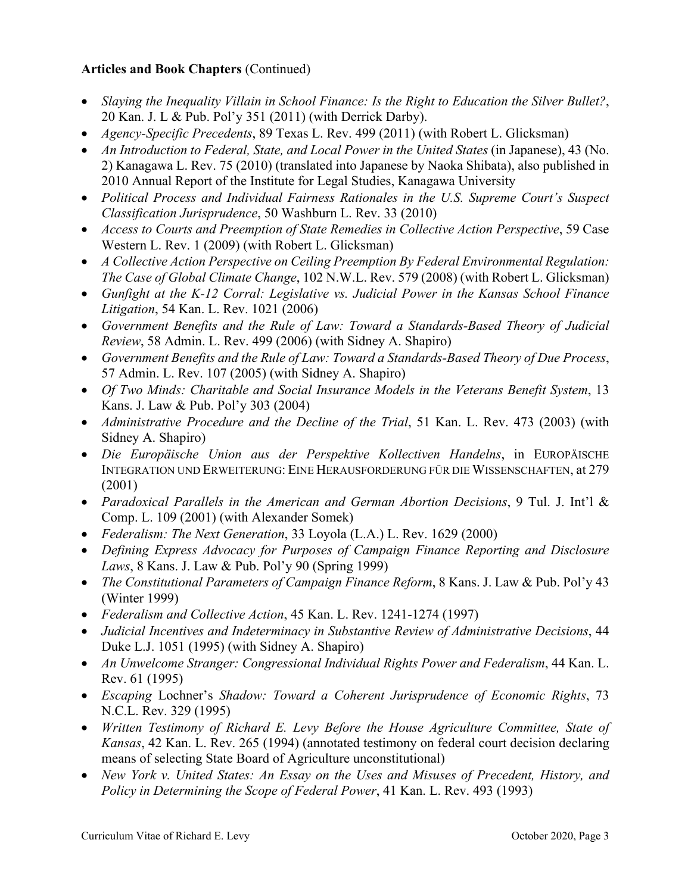**Articles and Book Chapters** (Continued)

- *Slaying the Inequality Villain in School Finance: Is the Right to Education the Silver Bullet?*, 20 Kan. J. L & Pub. Pol'y 351 (2011) (with Derrick Darby).
- *Agency-Specific Precedents*, 89 Texas L. Rev. 499 (2011) (with Robert L. Glicksman)
- *An Introduction to Federal, State, and Local Power in the United States* (in Japanese), 43 (No. 2) Kanagawa L. Rev. 75 (2010) (translated into Japanese by Naoka Shibata), also published in 2010 Annual Report of the Institute for Legal Studies, Kanagawa University
- *Political Process and Individual Fairness Rationales in the U.S. Supreme Court's Suspect Classification Jurisprudence*, 50 Washburn L. Rev. 33 (2010)
- *Access to Courts and Preemption of State Remedies in Collective Action Perspective*, 59 Case Western L. Rev. 1 (2009) (with Robert L. Glicksman)
- *A Collective Action Perspective on Ceiling Preemption By Federal Environmental Regulation: The Case of Global Climate Change*, 102 N.W.L. Rev. 579 (2008) (with Robert L. Glicksman)
- *Gunfight at the K-12 Corral: Legislative vs. Judicial Power in the Kansas School Finance Litigation*, 54 Kan. L. Rev. 1021 (2006)
- *Government Benefits and the Rule of Law: Toward a Standards-Based Theory of Judicial Review*, 58 Admin. L. Rev. 499 (2006) (with Sidney A. Shapiro)
- *Government Benefits and the Rule of Law: Toward a Standards-Based Theory of Due Process*, 57 Admin. L. Rev. 107 (2005) (with Sidney A. Shapiro)
- *Of Two Minds: Charitable and Social Insurance Models in the Veterans Benefit System*, 13 Kans. J. Law & Pub. Pol'y 303 (2004)
- *Administrative Procedure and the Decline of the Trial*, 51 Kan. L. Rev. 473 (2003) (with Sidney A. Shapiro)
- *Die Europäische Union aus der Perspektive Kollectiven Handelns*, in EUROPÄISCHE INTEGRATION UND ERWEITERUNG: EINE HERAUSFORDERUNG FÜR DIE WISSENSCHAFTEN, at 279 (2001)
- *Paradoxical Parallels in the American and German Abortion Decisions*, 9 Tul. J. Int'l & Comp. L. 109 (2001) (with Alexander Somek)
- *Federalism: The Next Generation*, 33 Loyola (L.A.) L. Rev. 1629 (2000)
- *Defining Express Advocacy for Purposes of Campaign Finance Reporting and Disclosure Laws*, 8 Kans. J. Law & Pub. Pol'y 90 (Spring 1999)
- *The Constitutional Parameters of Campaign Finance Reform*, 8 Kans. J. Law & Pub. Pol'y 43 (Winter 1999)
- *Federalism and Collective Action*, 45 Kan. L. Rev. 1241-1274 (1997)
- *Judicial Incentives and Indeterminacy in Substantive Review of Administrative Decisions*, 44 Duke L.J. 1051 (1995) (with Sidney A. Shapiro)
- *An Unwelcome Stranger: Congressional Individual Rights Power and Federalism*, 44 Kan. L. Rev. 61 (1995)
- *Escaping* Lochner's *Shadow: Toward a Coherent Jurisprudence of Economic Rights*, 73 N.C.L. Rev. 329 (1995)
- *Written Testimony of Richard E. Levy Before the House Agriculture Committee, State of Kansas*, 42 Kan. L. Rev. 265 (1994) (annotated testimony on federal court decision declaring means of selecting State Board of Agriculture unconstitutional)
- *New York v. United States: An Essay on the Uses and Misuses of Precedent, History, and Policy in Determining the Scope of Federal Power*, 41 Kan. L. Rev. 493 (1993)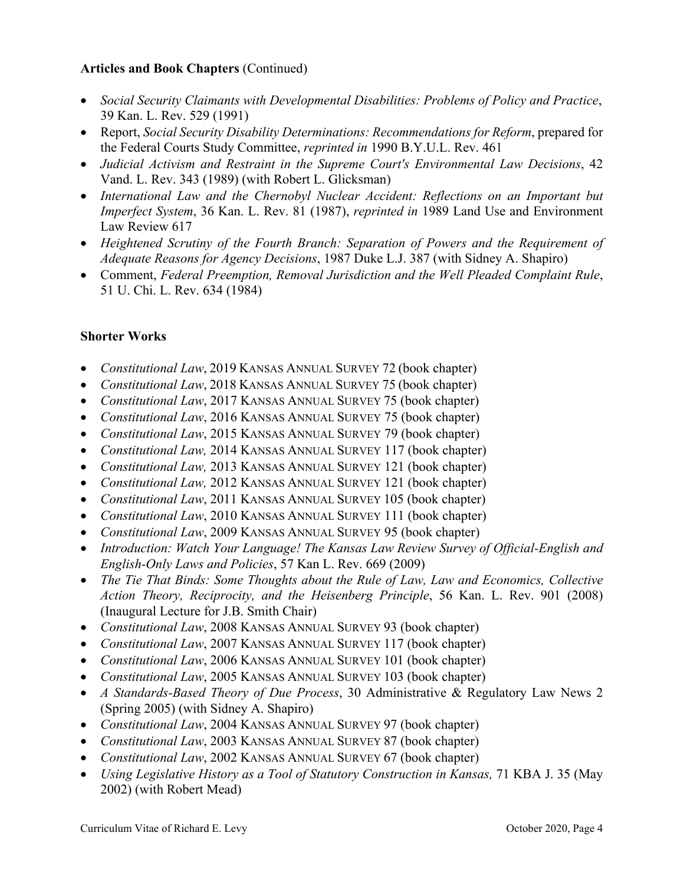**Articles and Book Chapters** (Continued)

- *Social Security Claimants with Developmental Disabilities: Problems of Policy and Practice*, 39 Kan. L. Rev. 529 (1991)
- Report, *Social Security Disability Determinations: Recommendations for Reform*, prepared for the Federal Courts Study Committee, *reprinted in* 1990 B.Y.U.L. Rev. 461
- *Judicial Activism and Restraint in the Supreme Court's Environmental Law Decisions*, 42 Vand. L. Rev. 343 (1989) (with Robert L. Glicksman)
- *International Law and the Chernobyl Nuclear Accident: Reflections on an Important but Imperfect System*, 36 Kan. L. Rev. 81 (1987), *reprinted in* 1989 Land Use and Environment Law Review 617
- *Heightened Scrutiny of the Fourth Branch: Separation of Powers and the Requirement of Adequate Reasons for Agency Decisions*, 1987 Duke L.J. 387 (with Sidney A. Shapiro)
- Comment, *Federal Preemption, Removal Jurisdiction and the Well Pleaded Complaint Rule*, 51 U. Chi. L. Rev. 634 (1984)

**Shorter Works**

- *Constitutional Law*, 2019 KANSAS ANNUAL SURVEY 72 (book chapter)
- *Constitutional Law*, 2018 KANSAS ANNUAL SURVEY 75 (book chapter)
- *Constitutional Law*, 2017 KANSAS ANNUAL SURVEY 75 (book chapter)
- *Constitutional Law*, 2016 KANSAS ANNUAL SURVEY 75 (book chapter)
- *Constitutional Law*, 2015 KANSAS ANNUAL SURVEY 79 (book chapter)
- *Constitutional Law,* 2014 KANSAS ANNUAL SURVEY 117 (book chapter)
- *Constitutional Law,* 2013 KANSAS ANNUAL SURVEY 121 (book chapter)
- *Constitutional Law,* 2012 KANSAS ANNUAL SURVEY 121 (book chapter)
- *Constitutional Law*, 2011 KANSAS ANNUAL SURVEY 105 (book chapter)
- *Constitutional Law*, 2010 KANSAS ANNUAL SURVEY 111 (book chapter)
- *Constitutional Law*, 2009 KANSAS ANNUAL SURVEY 95 (book chapter)
- *Introduction: Watch Your Language! The Kansas Law Review Survey of Official-English and English-Only Laws and Policies*, 57 Kan L. Rev. 669 (2009)
- *The Tie That Binds: Some Thoughts about the Rule of Law, Law and Economics, Collective Action Theory, Reciprocity, and the Heisenberg Principle*, 56 Kan. L. Rev. 901 (2008) (Inaugural Lecture for J.B. Smith Chair)
- *Constitutional Law*, 2008 KANSAS ANNUAL SURVEY 93 (book chapter)
- *Constitutional Law*, 2007 KANSAS ANNUAL SURVEY 117 (book chapter)
- *Constitutional Law*, 2006 KANSAS ANNUAL SURVEY 101 (book chapter)
- *Constitutional Law*, 2005 KANSAS ANNUAL SURVEY 103 (book chapter)
- *A Standards-Based Theory of Due Process*, 30 Administrative & Regulatory Law News 2 (Spring 2005) (with Sidney A. Shapiro)
- *Constitutional Law*, 2004 KANSAS ANNUAL SURVEY 97 (book chapter)
- *Constitutional Law*, 2003 KANSAS ANNUAL SURVEY 87 (book chapter)
- *Constitutional Law*, 2002 KANSAS ANNUAL SURVEY 67 (book chapter)
- *Using Legislative History as a Tool of Statutory Construction in Kansas,* 71 KBA J. 35 (May 2002) (with Robert Mead)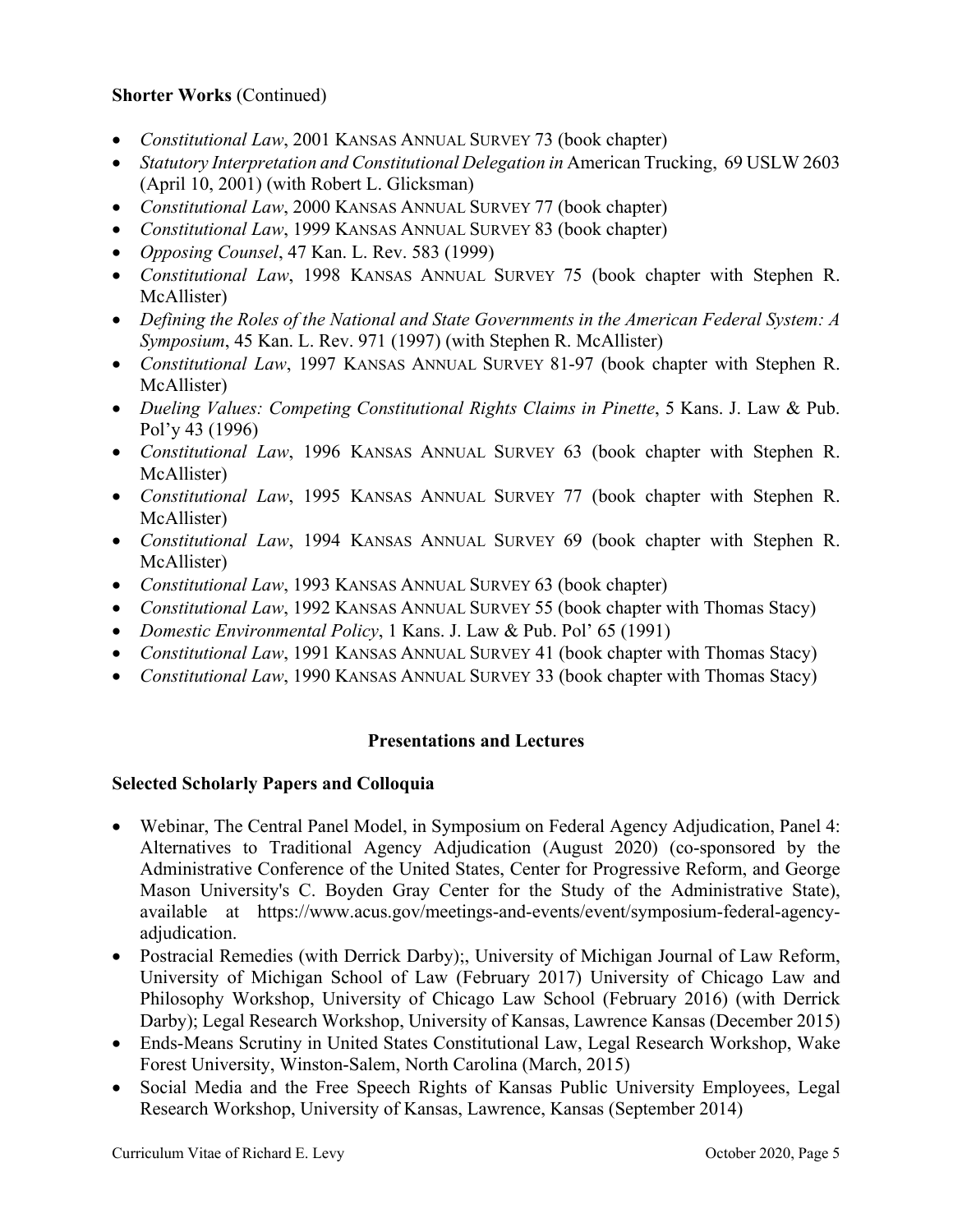**Shorter Works** (Continued)

- *Constitutional Law*, 2001 KANSAS ANNUAL SURVEY 73 (book chapter)
- *Statutory Interpretation and Constitutional Delegation in* American Trucking, 69 USLW 2603 (April 10, 2001) (with Robert L. Glicksman)
- *Constitutional Law*, 2000 KANSAS ANNUAL SURVEY 77 (book chapter)
- *Constitutional Law*, 1999 KANSAS ANNUAL SURVEY 83 (book chapter)
- *Opposing Counsel*, 47 Kan. L. Rev. 583 (1999)
- *Constitutional Law*, 1998 KANSAS ANNUAL SURVEY 75 (book chapter with Stephen R. McAllister)
- *Defining the Roles of the National and State Governments in the American Federal System: A Symposium*, 45 Kan. L. Rev. 971 (1997) (with Stephen R. McAllister)
- *Constitutional Law*, 1997 KANSAS ANNUAL SURVEY 81-97 (book chapter with Stephen R. McAllister)
- *Dueling Values: Competing Constitutional Rights Claims in Pinette*, 5 Kans. J. Law & Pub. Pol'y 43 (1996)
- *Constitutional Law*, 1996 KANSAS ANNUAL SURVEY 63 (book chapter with Stephen R. McAllister)
- *Constitutional Law*, 1995 KANSAS ANNUAL SURVEY 77 (book chapter with Stephen R. McAllister)
- *Constitutional Law*, 1994 KANSAS ANNUAL SURVEY 69 (book chapter with Stephen R. McAllister)
- *Constitutional Law*, 1993 KANSAS ANNUAL SURVEY 63 (book chapter)
- *Constitutional Law*, 1992 KANSAS ANNUAL SURVEY 55 (book chapter with Thomas Stacy)
- *Domestic Environmental Policy*, 1 Kans. J. Law & Pub. Pol' 65 (1991)
- *Constitutional Law*, 1991 KANSAS ANNUAL SURVEY 41 (book chapter with Thomas Stacy)
- *Constitutional Law*, 1990 KANSAS ANNUAL SURVEY 33 (book chapter with Thomas Stacy)

## Presentations and Lectures

**Selected Scholarly Papers and Colloquia**

- Webinar, The Central Panel Model, in Symposium on Federal Agency Adjudication, Panel 4: Alternatives to Traditional Agency Adjudication (August 2020) (co-sponsored by the Administrative Conference of the United States, Center for Progressive Reform, and George Mason University's C. Boyden Gray Center for the Study of the Administrative State), available at https://www.acus.gov/meetings-and-events/event/symposium-federal-agency-adjudication.
- Postracial Remedies (with Derrick Darby);, University of Michigan Journal of Law Reform, University of Michigan School of Law (February 2017) University of Chicago Law and Philosophy Workshop, University of Chicago Law School (February 2016) (with Derrick Darby); Legal Research Workshop, University of Kansas, Lawrence Kansas (December 2015)
- Ends-Means Scrutiny in United States Constitutional Law, Legal Research Workshop, Wake Forest University, Winston-Salem, North Carolina (March, 2015)
- Social Media and the Free Speech Rights of Kansas Public University Employees, Legal Research Workshop, University of Kansas, Lawrence, Kansas (September 2014)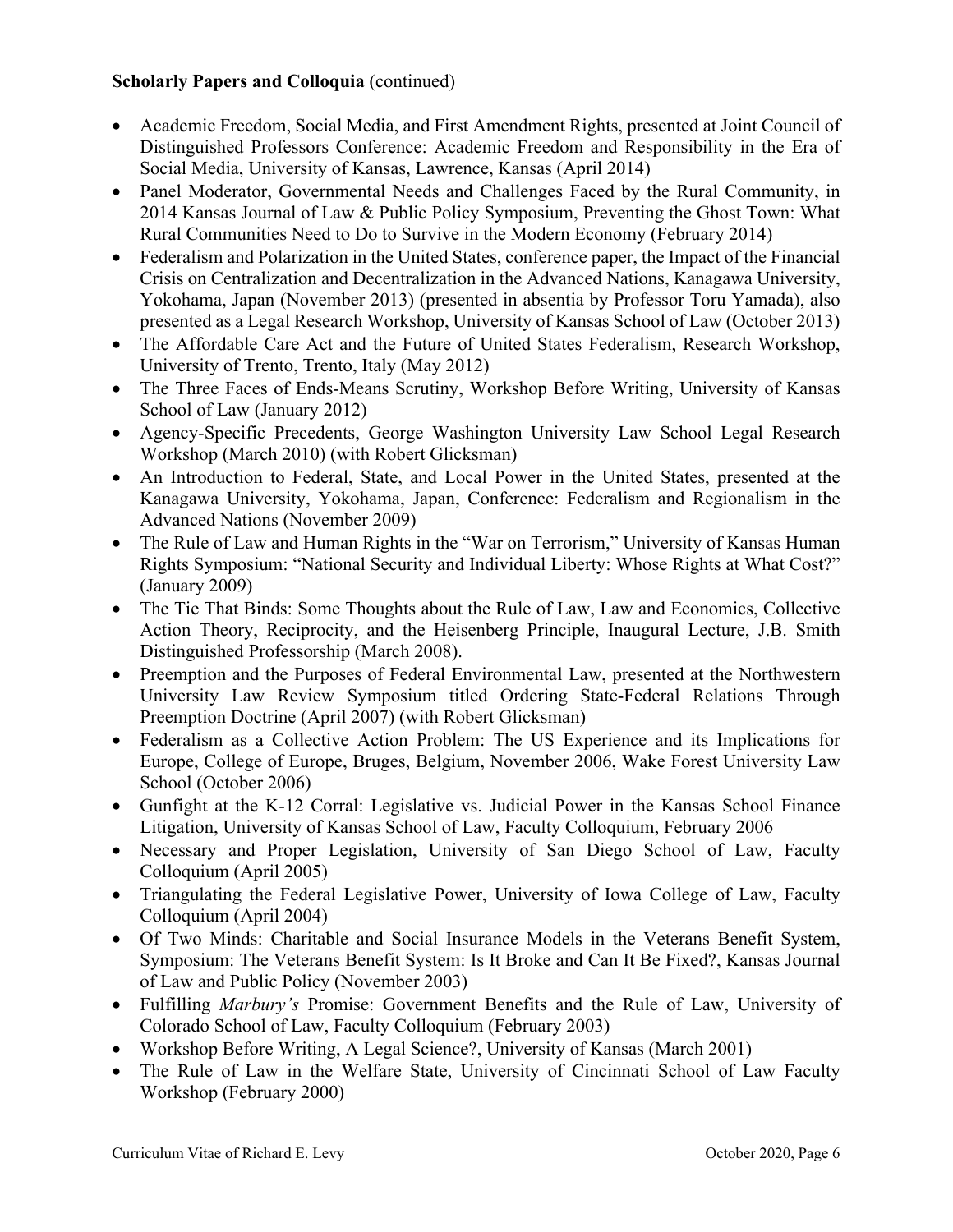**Scholarly Papers and Colloquia** (continued)

- Academic Freedom, Social Media, and First Amendment Rights, presented at Joint Council of Distinguished Professors Conference: Academic Freedom and Responsibility in the Era of Social Media, University of Kansas, Lawrence, Kansas (April 2014)
- Panel Moderator, Governmental Needs and Challenges Faced by the Rural Community, in 2014 Kansas Journal of Law & Public Policy Symposium, Preventing the Ghost Town: What Rural Communities Need to Do to Survive in the Modern Economy (February 2014)
- Federalism and Polarization in the United States, conference paper, the Impact of the Financial Crisis on Centralization and Decentralization in the Advanced Nations, Kanagawa University, Yokohama, Japan (November 2013) (presented in absentia by Professor Toru Yamada), also presented as a Legal Research Workshop, University of Kansas School of Law (October 2013)
- The Affordable Care Act and the Future of United States Federalism, Research Workshop, University of Trento, Trento, Italy (May 2012)
- The Three Faces of Ends-Means Scrutiny, Workshop Before Writing, University of Kansas School of Law (January 2012)
- Agency-Specific Precedents, George Washington University Law School Legal Research Workshop (March 2010) (with Robert Glicksman)
- An Introduction to Federal, State, and Local Power in the United States, presented at the Kanagawa University, Yokohama, Japan, Conference: Federalism and Regionalism in the Advanced Nations (November 2009)
- The Rule of Law and Human Rights in the "War on Terrorism," University of Kansas Human Rights Symposium: "National Security and Individual Liberty: Whose Rights at What Cost?" (January 2009)
- The Tie That Binds: Some Thoughts about the Rule of Law, Law and Economics, Collective Action Theory, Reciprocity, and the Heisenberg Principle, Inaugural Lecture, J.B. Smith Distinguished Professorship (March 2008).
- Preemption and the Purposes of Federal Environmental Law, presented at the Northwestern University Law Review Symposium titled Ordering State-Federal Relations Through Preemption Doctrine (April 2007) (with Robert Glicksman)
- Federalism as a Collective Action Problem: The US Experience and its Implications for Europe, College of Europe, Bruges, Belgium, November 2006, Wake Forest University Law School (October 2006)
- Gunfight at the K-12 Corral: Legislative vs. Judicial Power in the Kansas School Finance Litigation, University of Kansas School of Law, Faculty Colloquium, February 2006
- Necessary and Proper Legislation, University of San Diego School of Law, Faculty Colloquium (April 2005)
- Triangulating the Federal Legislative Power, University of Iowa College of Law, Faculty Colloquium (April 2004)
- Of Two Minds: Charitable and Social Insurance Models in the Veterans Benefit System, Symposium: The Veterans Benefit System: Is It Broke and Can It Be Fixed?, Kansas Journal of Law and Public Policy (November 2003)
- Fulfilling *Marbury's* Promise: Government Benefits and the Rule of Law, University of Colorado School of Law, Faculty Colloquium (February 2003)
- Workshop Before Writing, A Legal Science?, University of Kansas (March 2001)
- The Rule of Law in the Welfare State, University of Cincinnati School of Law Faculty Workshop (February 2000)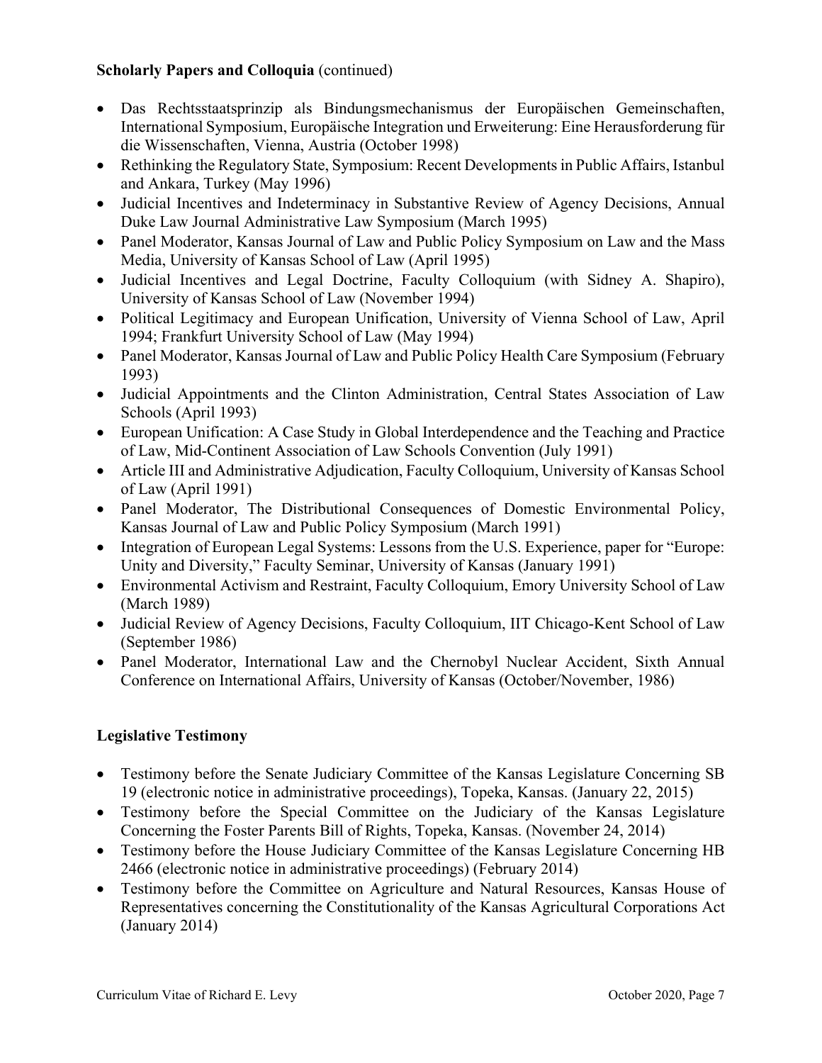**Scholarly Papers and Colloquia** (continued)

- Das Rechtsstaatsprinzip als Bindungsmechanismus der Europäischen Gemeinschaften, International Symposium, Europäische Integration und Erweiterung: Eine Herausforderung für die Wissenschaften, Vienna, Austria (October 1998)
- Rethinking the Regulatory State, Symposium: Recent Developments in Public Affairs, Istanbul and Ankara, Turkey (May 1996)
- Judicial Incentives and Indeterminacy in Substantive Review of Agency Decisions, Annual Duke Law Journal Administrative Law Symposium (March 1995)
- Panel Moderator, Kansas Journal of Law and Public Policy Symposium on Law and the Mass Media, University of Kansas School of Law (April 1995)
- Judicial Incentives and Legal Doctrine, Faculty Colloquium (with Sidney A. Shapiro), University of Kansas School of Law (November 1994)
- Political Legitimacy and European Unification, University of Vienna School of Law, April 1994; Frankfurt University School of Law (May 1994)
- Panel Moderator, Kansas Journal of Law and Public Policy Health Care Symposium (February 1993)
- Judicial Appointments and the Clinton Administration, Central States Association of Law Schools (April 1993)
- European Unification: A Case Study in Global Interdependence and the Teaching and Practice of Law, Mid-Continent Association of Law Schools Convention (July 1991)
- Article III and Administrative Adjudication, Faculty Colloquium, University of Kansas School of Law (April 1991)
- Panel Moderator, The Distributional Consequences of Domestic Environmental Policy, Kansas Journal of Law and Public Policy Symposium (March 1991)
- Integration of European Legal Systems: Lessons from the U.S. Experience, paper for "Europe: Unity and Diversity," Faculty Seminar, University of Kansas (January 1991)
- Environmental Activism and Restraint, Faculty Colloquium, Emory University School of Law (March 1989)
- Judicial Review of Agency Decisions, Faculty Colloquium, IIT Chicago-Kent School of Law (September 1986)
- Panel Moderator, International Law and the Chernobyl Nuclear Accident, Sixth Annual Conference on International Affairs, University of Kansas (October/November, 1986)

**Legislative Testimony**

- Testimony before the Senate Judiciary Committee of the Kansas Legislature Concerning SB 19 (electronic notice in administrative proceedings), Topeka, Kansas. (January 22, 2015)
- Testimony before the Special Committee on the Judiciary of the Kansas Legislature Concerning the Foster Parents Bill of Rights, Topeka, Kansas. (November 24, 2014)
- Testimony before the House Judiciary Committee of the Kansas Legislature Concerning HB 2466 (electronic notice in administrative proceedings) (February 2014)
- Testimony before the Committee on Agriculture and Natural Resources, Kansas House of Representatives concerning the Constitutionality of the Kansas Agricultural Corporations Act (January 2014)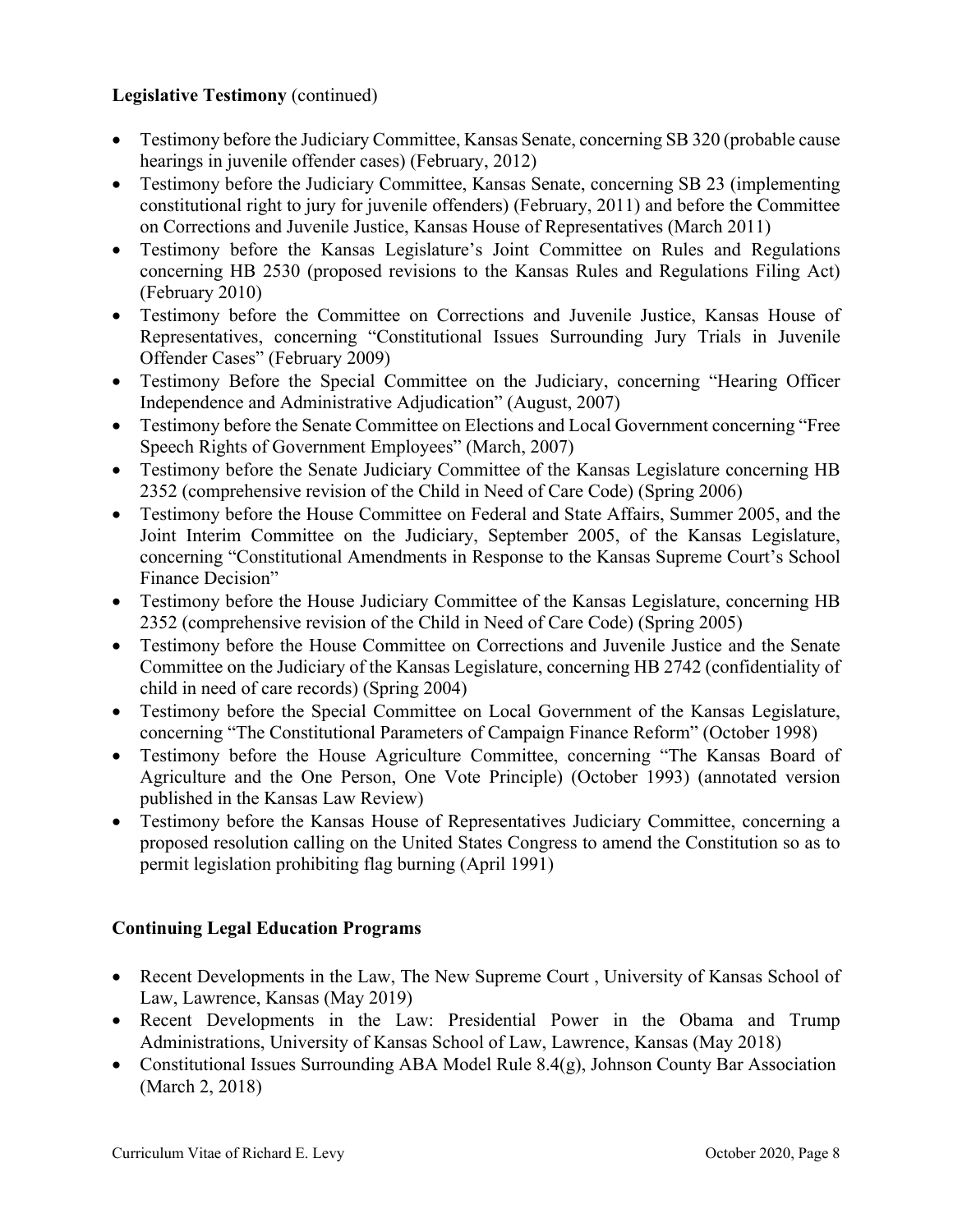**Legislative Testimony** (continued)

- Testimony before the Judiciary Committee, Kansas Senate, concerning SB 320 (probable cause hearings in juvenile offender cases) (February, 2012)
- Testimony before the Judiciary Committee, Kansas Senate, concerning SB 23 (implementing constitutional right to jury for juvenile offenders) (February, 2011) and before the Committee on Corrections and Juvenile Justice, Kansas House of Representatives (March 2011)
- Testimony before the Kansas Legislature's Joint Committee on Rules and Regulations concerning HB 2530 (proposed revisions to the Kansas Rules and Regulations Filing Act) (February 2010)
- Testimony before the Committee on Corrections and Juvenile Justice, Kansas House of Representatives, concerning "Constitutional Issues Surrounding Jury Trials in Juvenile Offender Cases" (February 2009)
- Testimony Before the Special Committee on the Judiciary, concerning "Hearing Officer Independence and Administrative Adjudication" (August, 2007)
- Testimony before the Senate Committee on Elections and Local Government concerning "Free Speech Rights of Government Employees" (March, 2007)
- Testimony before the Senate Judiciary Committee of the Kansas Legislature concerning HB 2352 (comprehensive revision of the Child in Need of Care Code) (Spring 2006)
- Testimony before the House Committee on Federal and State Affairs, Summer 2005, and the Joint Interim Committee on the Judiciary, September 2005, of the Kansas Legislature, concerning "Constitutional Amendments in Response to the Kansas Supreme Court's School Finance Decision"
- Testimony before the House Judiciary Committee of the Kansas Legislature, concerning HB 2352 (comprehensive revision of the Child in Need of Care Code) (Spring 2005)
- Testimony before the House Committee on Corrections and Juvenile Justice and the Senate Committee on the Judiciary of the Kansas Legislature, concerning HB 2742 (confidentiality of child in need of care records) (Spring 2004)
- Testimony before the Special Committee on Local Government of the Kansas Legislature, concerning "The Constitutional Parameters of Campaign Finance Reform" (October 1998)
- Testimony before the House Agriculture Committee, concerning "The Kansas Board of Agriculture and the One Person, One Vote Principle) (October 1993) (annotated version published in the Kansas Law Review)
- Testimony before the Kansas House of Representatives Judiciary Committee, concerning a proposed resolution calling on the United States Congress to amend the Constitution so as to permit legislation prohibiting flag burning (April 1991)

**Continuing Legal Education Programs**

- Recent Developments in the Law, The New Supreme Court , University of Kansas School of Law, Lawrence, Kansas (May 2019)
- Recent Developments in the Law: Presidential Power in the Obama and Trump Administrations, University of Kansas School of Law, Lawrence, Kansas (May 2018)
- Constitutional Issues Surrounding ABA Model Rule 8.4(g), Johnson County Bar Association (March 2, 2018)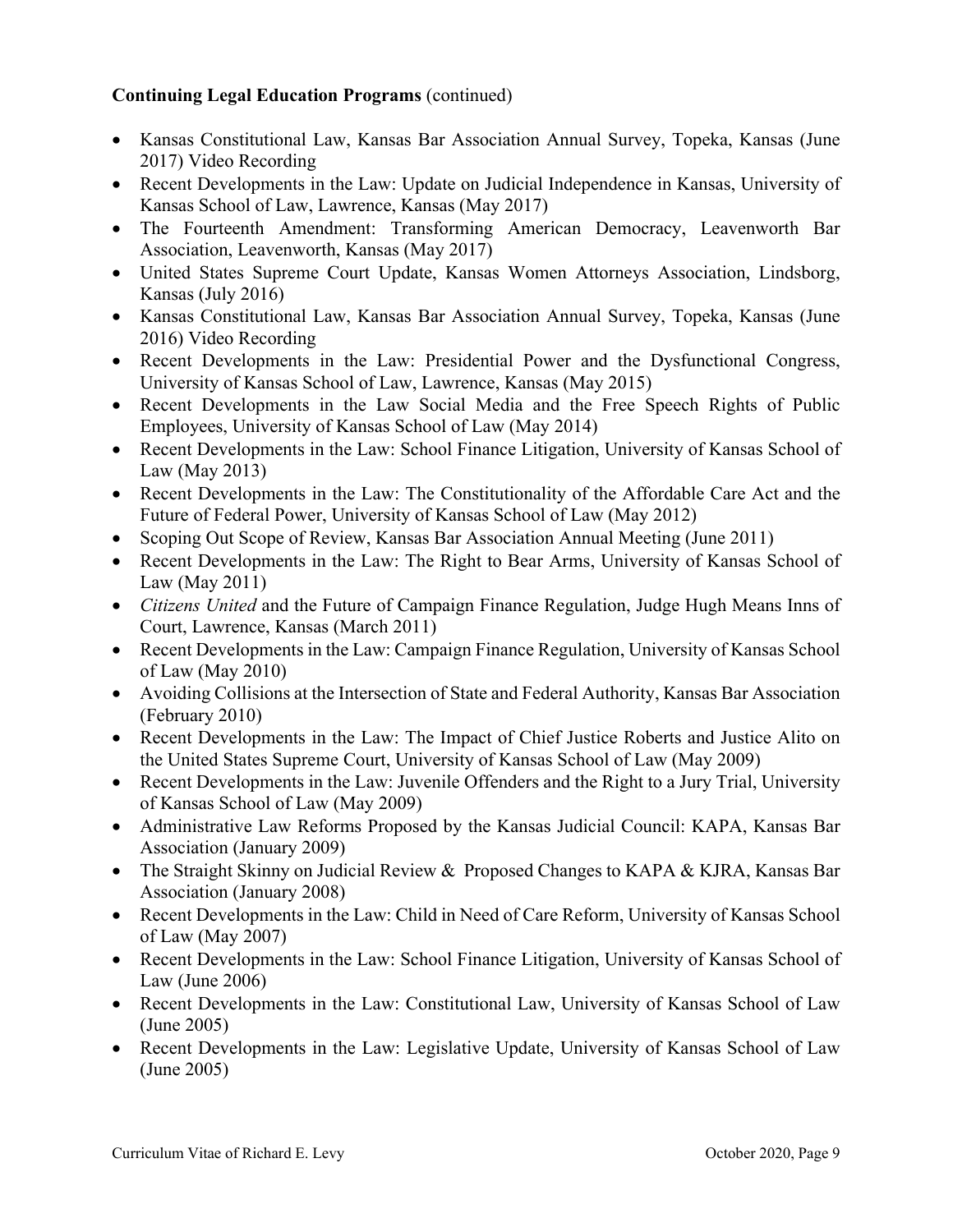**Continuing Legal Education Programs** (continued)

- Kansas Constitutional Law, Kansas Bar Association Annual Survey, Topeka, Kansas (June 2017) Video Recording
- Recent Developments in the Law: Update on Judicial Independence in Kansas, University of Kansas School of Law, Lawrence, Kansas (May 2017)
- The Fourteenth Amendment: Transforming American Democracy, Leavenworth Bar Association, Leavenworth, Kansas (May 2017)
- United States Supreme Court Update, Kansas Women Attorneys Association, Lindsborg, Kansas (July 2016)
- Kansas Constitutional Law, Kansas Bar Association Annual Survey, Topeka, Kansas (June 2016) Video Recording
- Recent Developments in the Law: Presidential Power and the Dysfunctional Congress, University of Kansas School of Law, Lawrence, Kansas (May 2015)
- Recent Developments in the Law Social Media and the Free Speech Rights of Public Employees, University of Kansas School of Law (May 2014)
- Recent Developments in the Law: School Finance Litigation, University of Kansas School of Law (May 2013)
- Recent Developments in the Law: The Constitutionality of the Affordable Care Act and the Future of Federal Power, University of Kansas School of Law (May 2012)
- Scoping Out Scope of Review, Kansas Bar Association Annual Meeting (June 2011)
- Recent Developments in the Law: The Right to Bear Arms, University of Kansas School of Law (May 2011)
- *Citizens United* and the Future of Campaign Finance Regulation, Judge Hugh Means Inns of Court, Lawrence, Kansas (March 2011)
- Recent Developments in the Law: Campaign Finance Regulation, University of Kansas School of Law (May 2010)
- Avoiding Collisions at the Intersection of State and Federal Authority, Kansas Bar Association (February 2010)
- Recent Developments in the Law: The Impact of Chief Justice Roberts and Justice Alito on the United States Supreme Court, University of Kansas School of Law (May 2009)
- Recent Developments in the Law: Juvenile Offenders and the Right to a Jury Trial, University of Kansas School of Law (May 2009)
- Administrative Law Reforms Proposed by the Kansas Judicial Council: KAPA, Kansas Bar Association (January 2009)
- The Straight Skinny on Judicial Review & Proposed Changes to KAPA & KJRA, Kansas Bar Association (January 2008)
- Recent Developments in the Law: Child in Need of Care Reform, University of Kansas School of Law (May 2007)
- Recent Developments in the Law: School Finance Litigation, University of Kansas School of Law (June 2006)
- Recent Developments in the Law: Constitutional Law, University of Kansas School of Law (June 2005)
- Recent Developments in the Law: Legislative Update, University of Kansas School of Law (June 2005)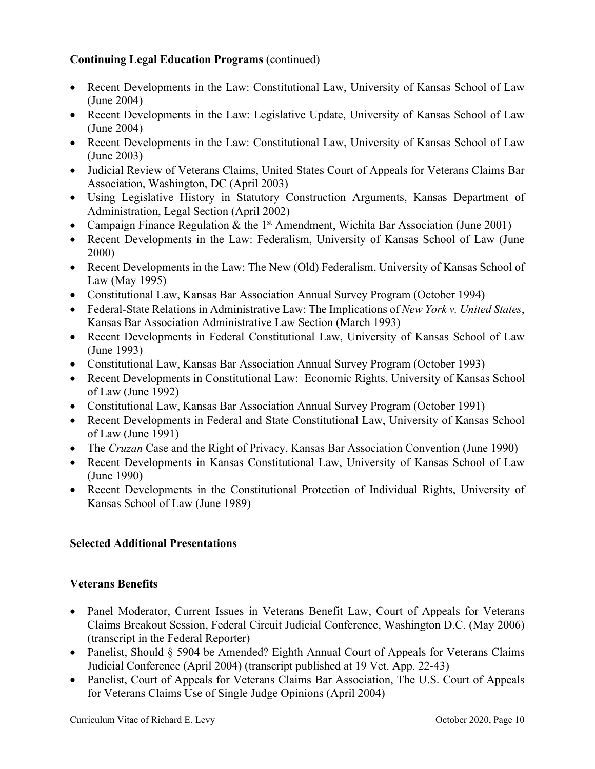**Continuing Legal Education Programs** (continued)

- Recent Developments in the Law: Constitutional Law, University of Kansas School of Law (June 2004)
- Recent Developments in the Law: Legislative Update, University of Kansas School of Law (June 2004)
- Recent Developments in the Law: Constitutional Law, University of Kansas School of Law (June 2003)
- Judicial Review of Veterans Claims, United States Court of Appeals for Veterans Claims Bar Association, Washington, DC (April 2003)
- Using Legislative History in Statutory Construction Arguments, Kansas Department of Administration, Legal Section (April 2002)
- Campaign Finance Regulation & the 1st Amendment, Wichita Bar Association (June 2001)
- Recent Developments in the Law: Federalism, University of Kansas School of Law (June 2000)
- Recent Developments in the Law: The New (Old) Federalism, University of Kansas School of Law (May 1995)
- Constitutional Law, Kansas Bar Association Annual Survey Program (October 1994)
- Federal-State Relations in Administrative Law: The Implications of *New York v. United States*, Kansas Bar Association Administrative Law Section (March 1993)
- Recent Developments in Federal Constitutional Law, University of Kansas School of Law (June 1993)
- Constitutional Law, Kansas Bar Association Annual Survey Program (October 1993)
- Recent Developments in Constitutional Law: Economic Rights, University of Kansas School of Law (June 1992)
- Constitutional Law, Kansas Bar Association Annual Survey Program (October 1991)
- Recent Developments in Federal and State Constitutional Law, University of Kansas School of Law (June 1991)
- The *Cruzan* Case and the Right of Privacy, Kansas Bar Association Convention (June 1990)
- Recent Developments in Kansas Constitutional Law, University of Kansas School of Law (June 1990)
- Recent Developments in the Constitutional Protection of Individual Rights, University of Kansas School of Law (June 1989)

**Selected Additional Presentations**

**Veterans Benefits**

- Panel Moderator, Current Issues in Veterans Benefit Law, Court of Appeals for Veterans Claims Breakout Session, Federal Circuit Judicial Conference, Washington D.C. (May 2006) (transcript in the Federal Reporter)
- Panelist, Should § 5904 be Amended? Eighth Annual Court of Appeals for Veterans Claims Judicial Conference (April 2004) (transcript published at 19 Vet. App. 22-43)
- Panelist, Court of Appeals for Veterans Claims Bar Association, The U.S. Court of Appeals for Veterans Claims Use of Single Judge Opinions (April 2004)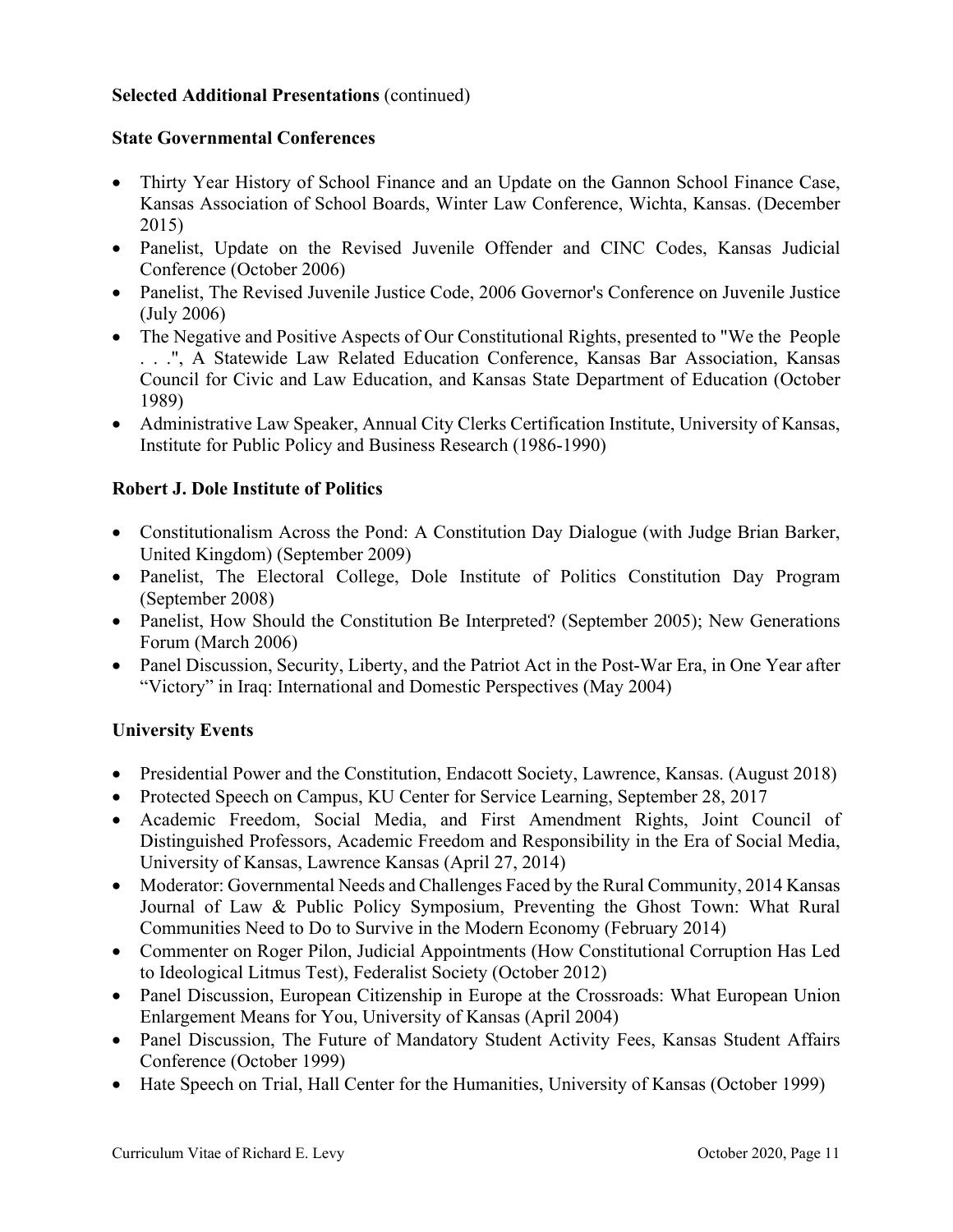**Selected Additional Presentations** (continued)

**State Governmental Conferences**

- Thirty Year History of School Finance and an Update on the Gannon School Finance Case, Kansas Association of School Boards, Winter Law Conference, Wichta, Kansas. (December 2015)
- Panelist, Update on the Revised Juvenile Offender and CINC Codes, Kansas Judicial Conference (October 2006)
- Panelist, The Revised Juvenile Justice Code, 2006 Governor's Conference on Juvenile Justice (July 2006)
- The Negative and Positive Aspects of Our Constitutional Rights, presented to "We the People . . .", A Statewide Law Related Education Conference, Kansas Bar Association, Kansas Council for Civic and Law Education, and Kansas State Department of Education (October 1989)
- Administrative Law Speaker, Annual City Clerks Certification Institute, University of Kansas, Institute for Public Policy and Business Research (1986-1990)

**Robert J. Dole Institute of Politics**

- Constitutionalism Across the Pond: A Constitution Day Dialogue (with Judge Brian Barker, United Kingdom) (September 2009)
- Panelist, The Electoral College, Dole Institute of Politics Constitution Day Program (September 2008)
- Panelist, How Should the Constitution Be Interpreted? (September 2005); New Generations Forum (March 2006)
- Panel Discussion, Security, Liberty, and the Patriot Act in the Post-War Era, in One Year after "Victory" in Iraq: International and Domestic Perspectives (May 2004)

**University Events**

- Presidential Power and the Constitution, Endacott Society, Lawrence, Kansas. (August 2018)
- Protected Speech on Campus, KU Center for Service Learning, September 28, 2017
- Academic Freedom, Social Media, and First Amendment Rights, Joint Council of Distinguished Professors, Academic Freedom and Responsibility in the Era of Social Media, University of Kansas, Lawrence Kansas (April 27, 2014)
- Moderator: Governmental Needs and Challenges Faced by the Rural Community, 2014 Kansas Journal of Law & Public Policy Symposium, Preventing the Ghost Town: What Rural Communities Need to Do to Survive in the Modern Economy (February 2014)
- Commenter on Roger Pilon, Judicial Appointments (How Constitutional Corruption Has Led to Ideological Litmus Test), Federalist Society (October 2012)
- Panel Discussion, European Citizenship in Europe at the Crossroads: What European Union Enlargement Means for You, University of Kansas (April 2004)
- Panel Discussion, The Future of Mandatory Student Activity Fees, Kansas Student Affairs Conference (October 1999)
- Hate Speech on Trial, Hall Center for the Humanities, University of Kansas (October 1999)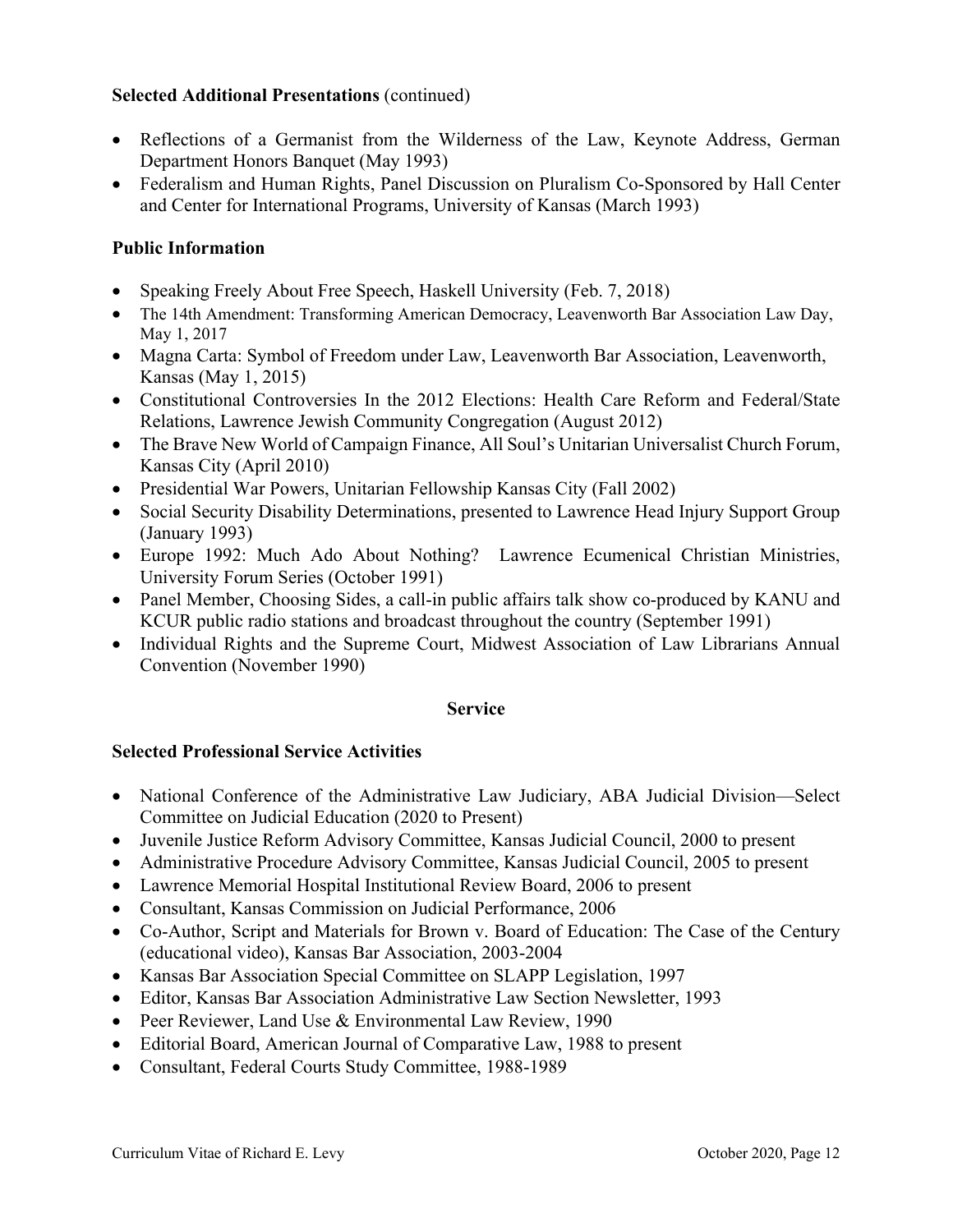**Selected Additional Presentations** (continued)

- Reflections of a Germanist from the Wilderness of the Law, Keynote Address, German Department Honors Banquet (May 1993)
- Federalism and Human Rights, Panel Discussion on Pluralism Co-Sponsored by Hall Center and Center for International Programs, University of Kansas (March 1993)

### Public Information

- Speaking Freely About Free Speech, Haskell University (Feb. 7, 2018)
- The 14th Amendment: Transforming American Democracy, Leavenworth Bar Association Law Day, May 1, 2017
- Magna Carta: Symbol of Freedom under Law, Leavenworth Bar Association, Leavenworth, Kansas (May 1, 2015)
- Constitutional Controversies In the 2012 Elections: Health Care Reform and Federal/State Relations, Lawrence Jewish Community Congregation (August 2012)
- The Brave New World of Campaign Finance, All Soul's Unitarian Universalist Church Forum, Kansas City (April 2010)
- Presidential War Powers, Unitarian Fellowship Kansas City (Fall 2002)
- Social Security Disability Determinations, presented to Lawrence Head Injury Support Group (January 1993)
- Europe 1992: Much Ado About Nothing? Lawrence Ecumenical Christian Ministries, University Forum Series (October 1991)
- Panel Member, Choosing Sides, a call-in public affairs talk show co-produced by KANU and KCUR public radio stations and broadcast throughout the country (September 1991)
- Individual Rights and the Supreme Court, Midwest Association of Law Librarians Annual Convention (November 1990)

## Service

### Selected Professional Service Activities

- National Conference of the Administrative Law Judiciary, ABA Judicial Division—Select Committee on Judicial Education (2020 to Present)
- Juvenile Justice Reform Advisory Committee, Kansas Judicial Council, 2000 to present
- Administrative Procedure Advisory Committee, Kansas Judicial Council, 2005 to present
- Lawrence Memorial Hospital Institutional Review Board, 2006 to present
- Consultant, Kansas Commission on Judicial Performance, 2006
- Co-Author, Script and Materials for Brown v. Board of Education: The Case of the Century (educational video), Kansas Bar Association, 2003-2004
- Kansas Bar Association Special Committee on SLAPP Legislation, 1997
- Editor, Kansas Bar Association Administrative Law Section Newsletter, 1993
- Peer Reviewer, Land Use & Environmental Law Review, 1990
- Editorial Board, American Journal of Comparative Law, 1988 to present
- Consultant, Federal Courts Study Committee, 1988-1989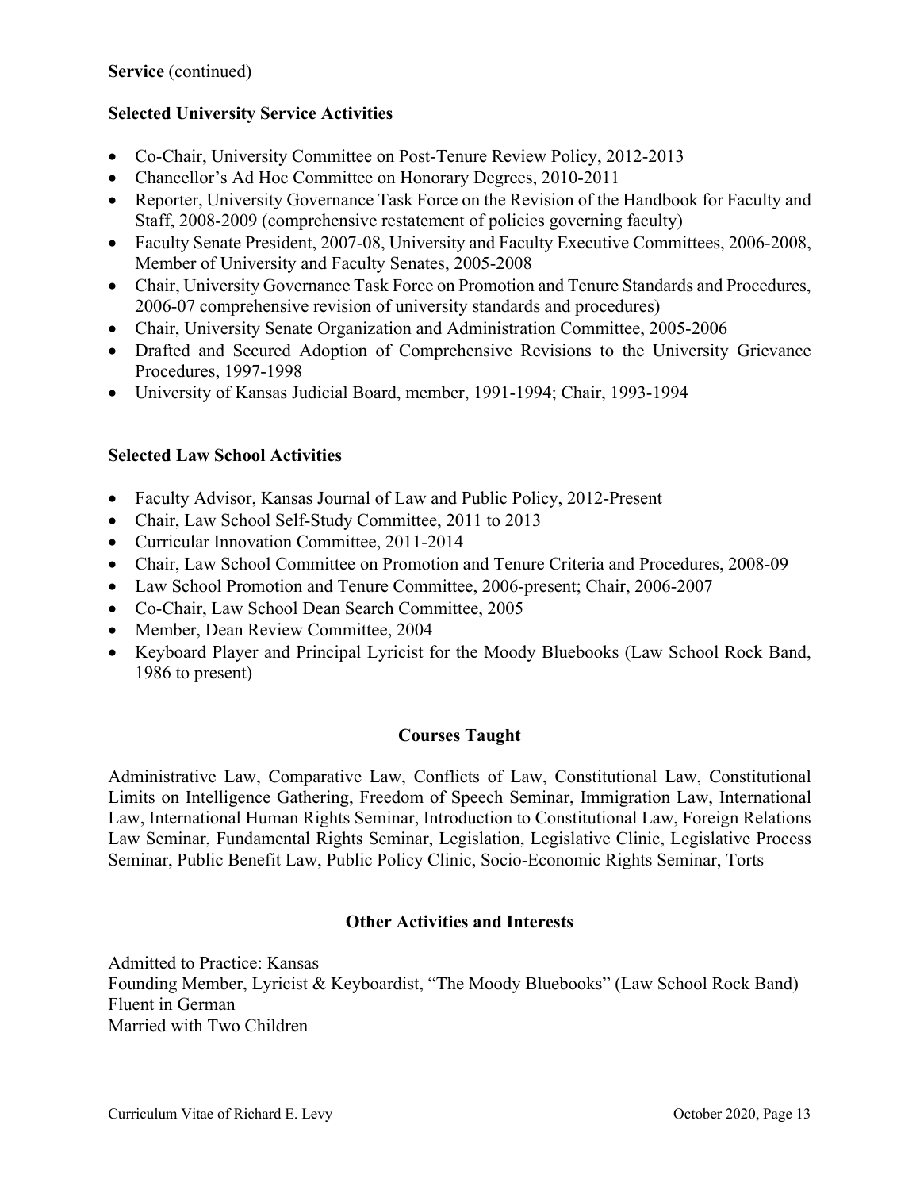**Service** (continued)

**Selected University Service Activities**

- Co-Chair, University Committee on Post-Tenure Review Policy, 2012-2013
- Chancellor's Ad Hoc Committee on Honorary Degrees, 2010-2011
- Reporter, University Governance Task Force on the Revision of the Handbook for Faculty and Staff, 2008-2009 (comprehensive restatement of policies governing faculty)
- Faculty Senate President, 2007-08, University and Faculty Executive Committees, 2006-2008, Member of University and Faculty Senates, 2005-2008
- Chair, University Governance Task Force on Promotion and Tenure Standards and Procedures, 2006-07 comprehensive revision of university standards and procedures)
- Chair, University Senate Organization and Administration Committee, 2005-2006
- Drafted and Secured Adoption of Comprehensive Revisions to the University Grievance Procedures, 1997-1998
- University of Kansas Judicial Board, member, 1991-1994; Chair, 1993-1994

**Selected Law School Activities**

- Faculty Advisor, Kansas Journal of Law and Public Policy, 2012-Present
- Chair, Law School Self-Study Committee, 2011 to 2013
- Curricular Innovation Committee, 2011-2014
- Chair, Law School Committee on Promotion and Tenure Criteria and Procedures, 2008-09
- Law School Promotion and Tenure Committee, 2006-present; Chair, 2006-2007
- Co-Chair, Law School Dean Search Committee, 2005
- Member, Dean Review Committee, 2004
- Keyboard Player and Principal Lyricist for the Moody Bluebooks (Law School Rock Band, 1986 to present)

## Courses Taught

Administrative Law, Comparative Law, Conflicts of Law, Constitutional Law, Constitutional Limits on Intelligence Gathering, Freedom of Speech Seminar, Immigration Law, International Law, International Human Rights Seminar, Introduction to Constitutional Law, Foreign Relations Law Seminar, Fundamental Rights Seminar, Legislation, Legislative Clinic, Legislative Process Seminar, Public Benefit Law, Public Policy Clinic, Socio-Economic Rights Seminar, Torts

## Other Activities and Interests

Admitted to Practice: Kansas
Founding Member, Lyricist & Keyboardist, "The Moody Bluebooks" (Law School Rock Band)
Fluent in German
Married with Two Children